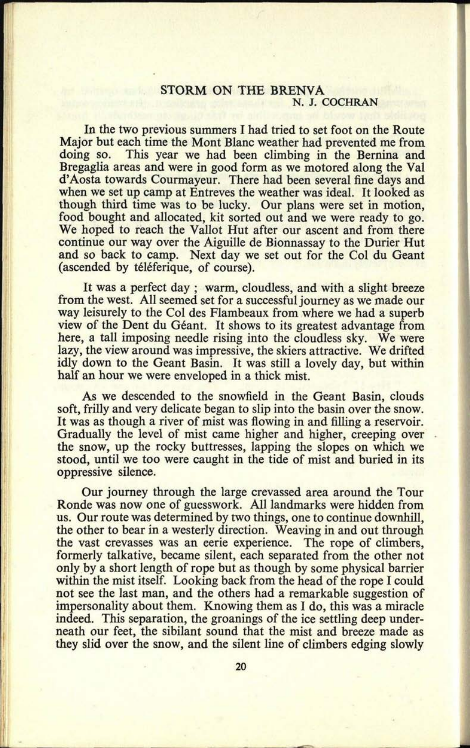# STORM ON THE BRENVA

N. J. COCHRAN

In the two previous summers I had tried to set foot on the Route Major but each time the Mont Blanc weather had prevented me from doing so. This year we had been climbing in the Bernina and Bregaglia areas and were in good form as we motored along the Val d'Aosta towards Courmayeur. There had been several fine days and when we set up camp at Entreves the weather was ideal. It looked as though third time was to be lucky. Our plans were set in motion, food bought and allocated, kit sorted out and we were ready to go. We hoped to reach the Vallot Hut after our ascent and from there continue our way over the Aiguille de Bionnassay to the Durier Hut and so back to camp. Next day we set out for the Col du Geant (ascended by téléferique, of course).

It was a perfect day; warm, cloudless, and with a slight breeze from the west. All seemed set for a successful journey as we made our way leisurely to the Col des Flambeaux from where we had a superb view of the Dent du Géant. It shows to its greatest advantage from here, a tall imposing needle rising into the cloudless sky. We were lazy, the view around was impressive, the skiers attractive. We drifted idly down to the Geant Basin. It was still a lovely day, but within half an hour we were enveloped in a thick mist.

As we descended to the snowfield in the Geant Basin, clouds soft, frilly and very delicate began to slip into the basin over the snow. It was as though a river of mist was flowing in and filling a reservoir. Gradually the level of mist came higher and higher, creeping over the snow, up the rocky buttresses, lapping the slopes on which we stood, until we too were caught in the tide of mist and buried in its oppressive silence.

Our journey through the large crevassed area around the Tour Ronde was now one of guesswork. All landmarks were hidden from us. Our route was determined by two things, one to continue downhill, the other to bear in a westerly direction. Weaving in and out through the vast crevasses was an eerie experience. The rope of climbers, formerly talkative, became silent, each separated from the other not only by a short length of rope but as though by some physical barrier within the mist itself. Looking back from the head of the rope I could not see the last man, and the others had a remarkable suggestion of impersonality about them. Knowing them as I do, this was a miracle indeed. This separation, the groanings of the ice settling deep underneath our feet, the sibilant sound that the mist and breeze made as they slid over the snow, and the silent line of climbers edging slowly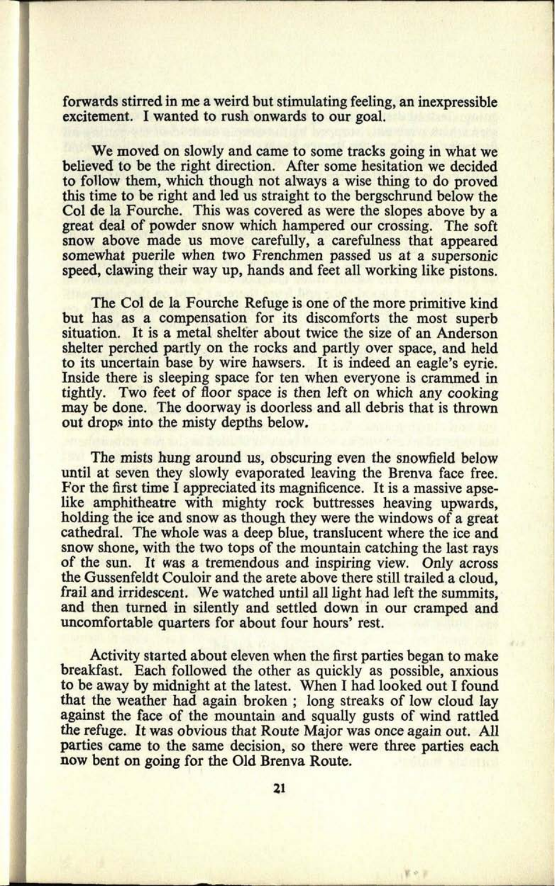forwards stirred in me a weird but stimulating feeling, an inexpressible excitement. I wanted to rush onwards to our goal.

We moved on slowly and came to some tracks going in what we believed to be the right direction. After some hesitation we decided to follow them, which though not always a wise thing to do proved this time to be right and led us straight to the bergschrund below the Col de la Fourche. This was covered as were the slopes above by a great deal of powder snow which hampered our crossing. The soft snow above made us move carefully, a carefulness that appeared somewhat puerile when two Frenchmen passed us at a supersonic speed, clawing their way up, hands and feet all working like pistons.

The Col de la Fourche Refuge is one of the more primitive kind but has as a compensation for its discomforts the most superb situation. It is a metal shelter about twice the size of an Anderson shelter perched partly on the rocks and partly over space, and held to its uncertain base by wire hawsers. It is indeed an eagle's eyrie. Inside there is sleeping space for ten when everyone is crammed in tightly. Two feet of floor space is then left on which any cooking may be done. The doorway is doorless and all debris that is thrown out drops into the misty depths below.

The mists hung around us, obscuring even the snowfield below until at seven they slowly evaporated leaving the Brenva face free. For the first time I appreciated its magnificence. It is a massive apse-like amphitheatre with mighty rock buttresses heaving upwards, holding the ice and snow as though they were the windows of a great cathedral. The whole was a deep blue, translucent where the ice and snow shone, with the two tops of the mountain catching the last rays of the sun. It was a tremendous and inspiring view. Only across the Gussenfeldt Couloir and the arete above there still trailed a cloud, frail and irridescent. We watched until all light had left the summits, and then turned in silently and settled down in our cramped and uncomfortable quarters for about four hours' rest.

Activity started about eleven when the first parties began to make breakfast. Each followed the other as quickly as possible, anxious to be away by midnight at the latest. When I had looked out I found that the weather had again broken ; long streaks of low cloud lay against the face of the mountain and squally gusts of wind rattled the refuge. It was obvious that Route Major was once again out. All parties came to the same decision, so there were three parties each now bent on going for the Old Brenva Route.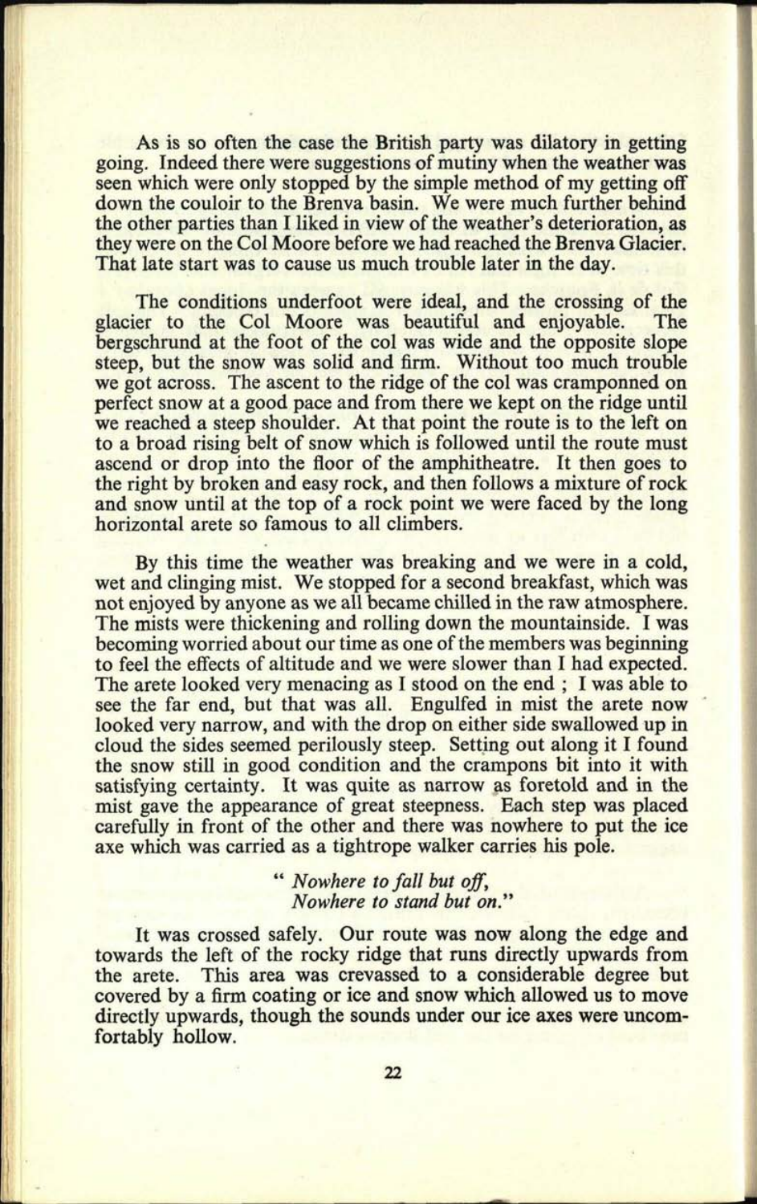As is so often the case the British party was dilatory in getting going. Indeed there were suggestions of mutiny when the weather was seen which were only stopped by the simple method of my getting off down the couloir to the Brenva basin. We were much further behind the other parties than I liked in view of the weather's deterioration, as they were on the Col Moore before we had reached the Brenva Glacier. That late start was to cause us much trouble later in the day.

The conditions underfoot were ideal, and the crossing of the glacier to the Col Moore was beautiful and enjoyable. The bergschrund at the foot of the col was wide and the opposite slope steep, but the snow was solid and firm. Without too much trouble we got across. The ascent to the ridge of the col was cramponned on perfect snow at a good pace and from there we kept on the ridge until we reached a steep shoulder. At that point the route is to the left on to a broad rising belt of snow which is followed until the route must ascend or drop into the floor of the amphitheatre. It then goes to the right by broken and easy rock, and then follows a mixture of rock and snow until at the top of a rock point we were faced by the long horizontal arete so famous to all climbers.

By this time the weather was breaking and we were in a cold, wet and clinging mist. We stopped for a second breakfast, which was not enjoyed by anyone as we all became chilled in the raw atmosphere. The mists were thickening and rolling down the mountainside. I was becoming worried about our time as one of the members was beginning to feel the effects of altitude and we were slower than I had expected. The arete looked very menacing as I stood on the end ; I was able to see the far end, but that was all. Engulfed in mist the arete now looked very narrow, and with the drop on either side swallowed up in cloud the sides seemed perilously steep. Setting out along it I found the snow still in good condition and the crampons bit into it with satisfying certainty. It was quite as narrow as foretold and in the mist gave the appearance of great steepness. Each step was placed carefully in front of the other and there was nowhere to put the ice axe which was carried as a tightrope walker carries his pole.

> " *Nowhere to fall but off,*
> *Nowhere to stand but on.*"

It was crossed safely. Our route was now along the edge and towards the left of the rocky ridge that runs directly upwards from the arete. This area was crevassed to a considerable degree but covered by a firm coating or ice and snow which allowed us to move directly upwards, though the sounds under our ice axes were uncomfortably hollow.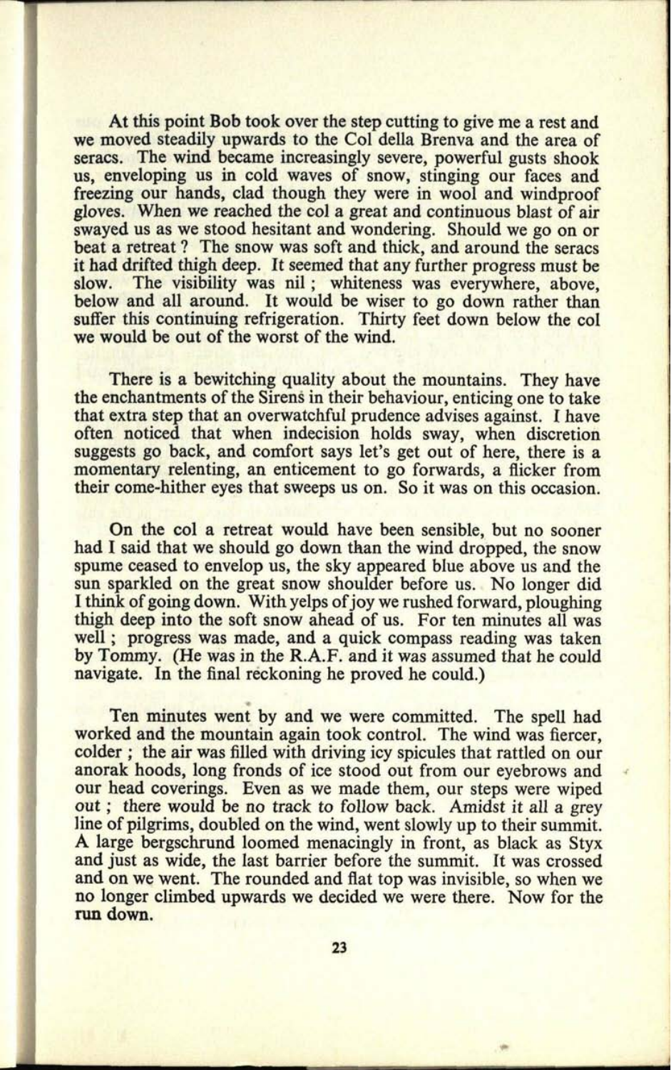At this point Bob took over the step cutting to give me a rest and we moved steadily upwards to the Col della Brenva and the area of seracs. The wind became increasingly severe, powerful gusts shook us, enveloping us in cold waves of snow, stinging our faces and freezing our hands, clad though they were in wool and windproof gloves. When we reached the col a great and continuous blast of air swayed us as we stood hesitant and wondering. Should we go on or beat a retreat ? The snow was soft and thick, and around the seracs it had drifted thigh deep. It seemed that any further progress must be slow. The visibility was nil ; whiteness was everywhere, above, below and all around. It would be wiser to go down rather than suffer this continuing refrigeration. Thirty feet down below the col we would be out of the worst of the wind.

There is a bewitching quality about the mountains. They have the enchantments of the Sirens in their behaviour, enticing one to take that extra step that an overwatchful prudence advises against. I have often noticed that when indecision holds sway, when discretion suggests go back, and comfort says let's get out of here, there is a momentary relenting, an enticement to go forwards, a flicker from their come-hither eyes that sweeps us on. So it was on this occasion.

On the col a retreat would have been sensible, but no sooner had I said that we should go down than the wind dropped, the snow spume ceased to envelop us, the sky appeared blue above us and the sun sparkled on the great snow shoulder before us. No longer did I think of going down. With yelps of joy we rushed forward, ploughing thigh deep into the soft snow ahead of us. For ten minutes all was well ; progress was made, and a quick compass reading was taken by Tommy. (He was in the R.A.F. and it was assumed that he could navigate. In the final reckoning he proved he could.)

Ten minutes went by and we were committed. The spell had worked and the mountain again took control. The wind was fiercer, colder ; the air was filled with driving icy spicules that rattled on our anorak hoods, long fronds of ice stood out from our eyebrows and our head coverings. Even as we made them, our steps were wiped out ; there would be no track to follow back. Amidst it all a grey line of pilgrims, doubled on the wind, went slowly up to their summit. A large bergschrund loomed menacingly in front, as black as Styx and just as wide, the last barrier before the summit. It was crossed and on we went. The rounded and flat top was invisible, so when we no longer climbed upwards we decided we were there. Now for the **run down.**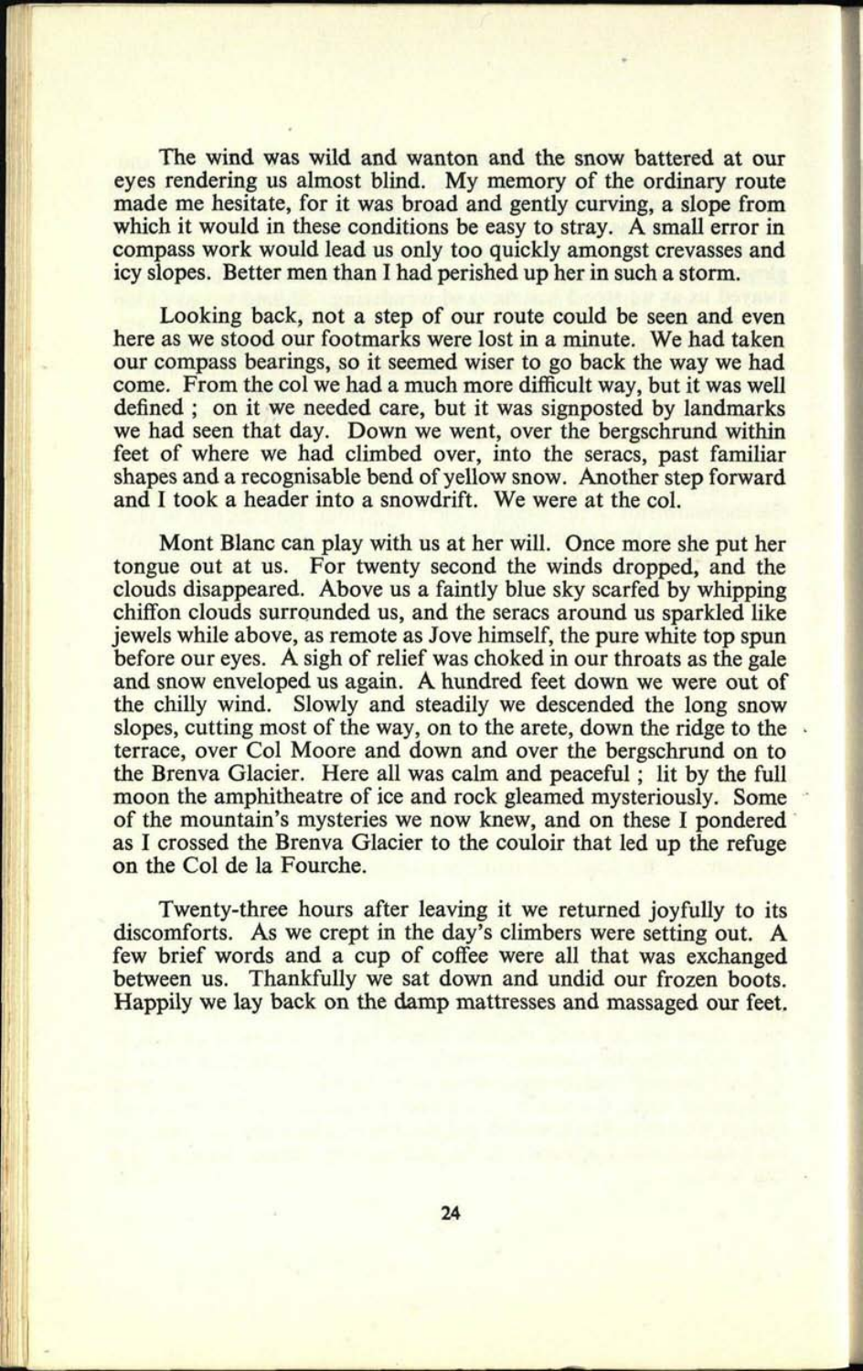The wind was wild and wanton and the snow battered at our eyes rendering us almost blind. My memory of the ordinary route made me hesitate, for it was broad and gently curving, a slope from which it would in these conditions be easy to stray. A small error in compass work would lead us only too quickly amongst crevasses and icy slopes. Better men than I had perished up her in such a storm.

Looking back, not a step of our route could be seen and even here as we stood our footmarks were lost in a minute. We had taken our compass bearings, so it seemed wiser to go back the way we had come. From the col we had a much more difficult way, but it was well defined ; on it we needed care, but it was signposted by landmarks we had seen that day. Down we went, over the bergschrund within feet of where we had climbed over, into the seracs, past familiar shapes and a recognisable bend of yellow snow. Another step forward and I took a header into a snowdrift. We were at the col.

Mont Blanc can play with us at her will. Once more she put her tongue out at us. For twenty second the winds dropped, and the clouds disappeared. Above us a faintly blue sky scarfed by whipping chiffon clouds surrounded us, and the seracs around us sparkled like jewels while above, as remote as Jove himself, the pure white top spun before our eyes. A sigh of relief was choked in our throats as the gale and snow enveloped us again. A hundred feet down we were out of the chilly wind. Slowly and steadily we descended the long snow slopes, cutting most of the way, on to the arete, down the ridge to the terrace, over Col Moore and down and over the bergschrund on to the Brenva Glacier. Here all was calm and peaceful ; lit by the full moon the amphitheatre of ice and rock gleamed mysteriously. Some of the mountain's mysteries we now knew, and on these I pondered as I crossed the Brenva Glacier to the couloir that led up the refuge on the Col de la Fourche.

Twenty-three hours after leaving it we returned joyfully to its discomforts. As we crept in the day's climbers were setting out. A few brief words and a cup of coffee were all that was exchanged between us. Thankfully we sat down and undid our frozen boots. Happily we lay back on the damp mattresses and massaged our feet.